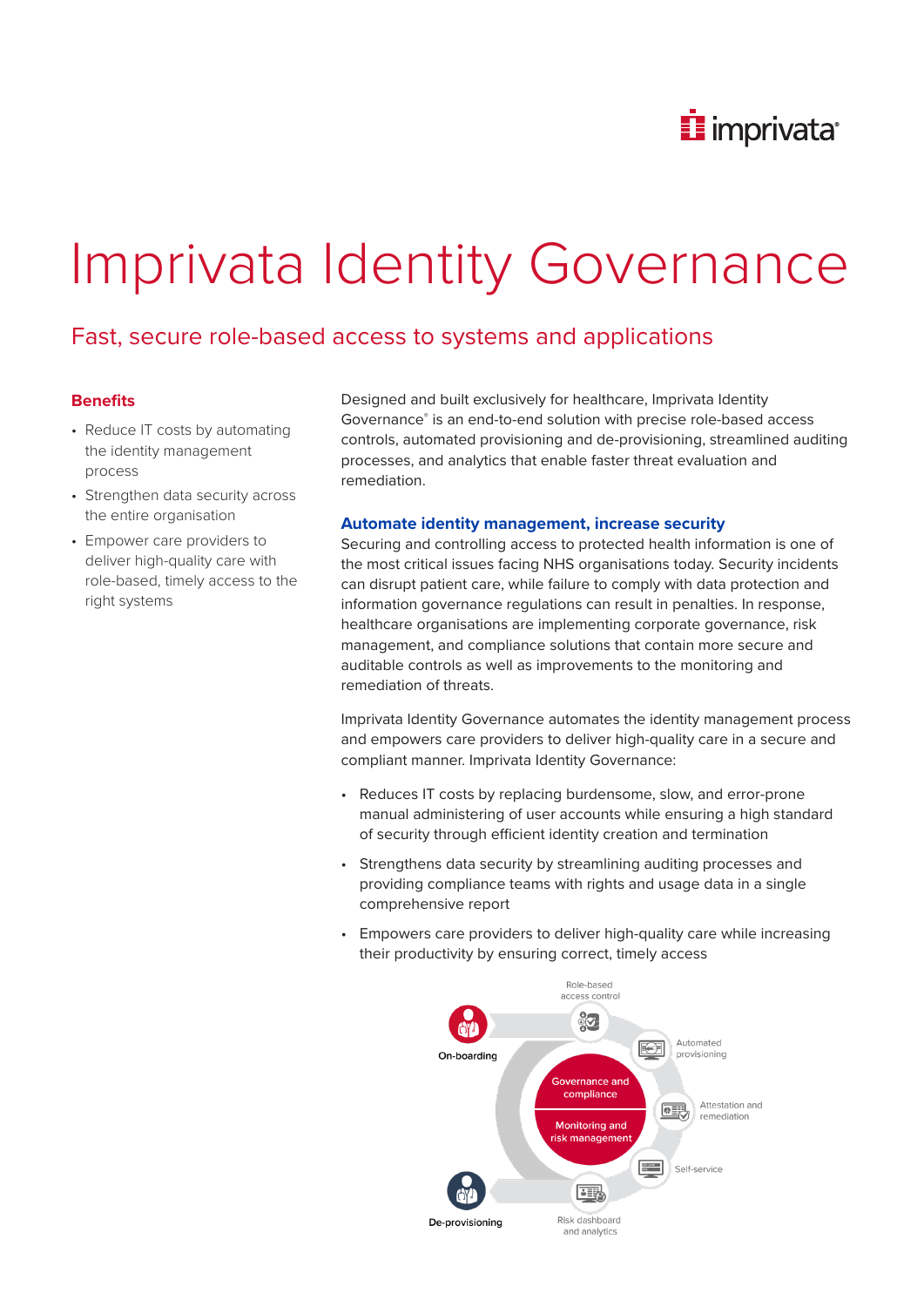# Imprivata Identity Governance

## Fast, secure role-based access to systems and applications

### Benefits

- Reduce IT costs by automating the identity management process
- Strengthen data security across the entire organisation
- Empower care providers to deliver high-quality care with role-based, timely access to the right systems

Designed and built exclusively for healthcare, Imprivata Identity Governance® is an end-to-end solution with precise role-based access controls, automated provisioning and de-provisioning, streamlined auditing processes, and analytics that enable faster threat evaluation and remediation.

### Automate identity management, increase security

Securing and controlling access to protected health information is one of the most critical issues facing NHS organisations today. Security incidents can disrupt patient care, while failure to comply with data protection and information governance regulations can result in penalties. In response, healthcare organisations are implementing corporate governance, risk management, and compliance solutions that contain more secure and auditable controls as well as improvements to the monitoring and remediation of threats.

Imprivata Identity Governance automates the identity management process and empowers care providers to deliver high-quality care in a secure and compliant manner. Imprivata Identity Governance:

- Reduces IT costs by replacing burdensome, slow, and error-prone manual administering of user accounts while ensuring a high standard of security through efficient identity creation and termination
- Strengthens data security by streamlining auditing processes and providing compliance teams with rights and usage data in a single comprehensive report
- Empowers care providers to deliver high-quality care while increasing their productivity by ensuring correct, timely access

On-boarding
Role-based access control
Automated provisioning
Attestation and remediation
Self-service
Risk dashboard and analytics
De-provisioning
Governance and compliance
Monitoring and risk management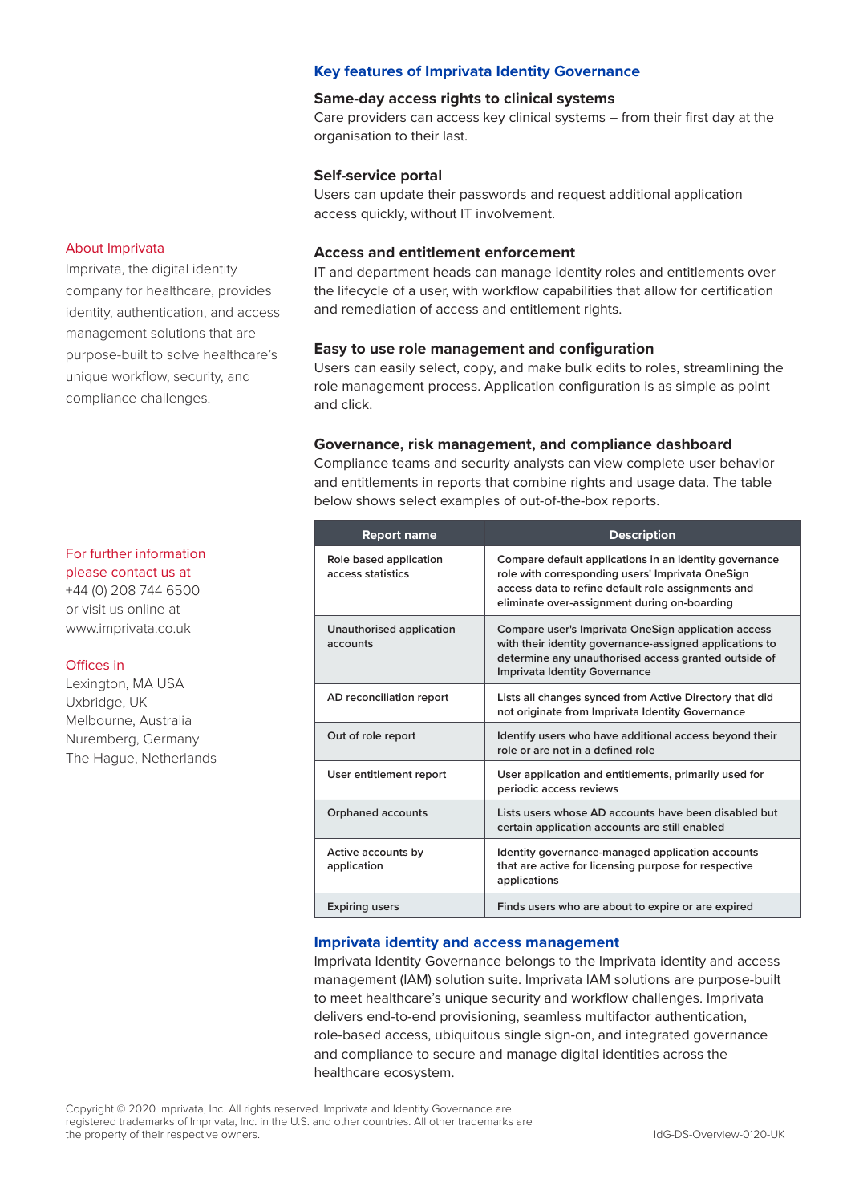## Key features of Imprivata Identity Governance

### Same-day access rights to clinical systems

Care providers can access key clinical systems – from their first day at the organisation to their last.

### Self-service portal

Users can update their passwords and request additional application access quickly, without IT involvement.

### Access and entitlement enforcement

IT and department heads can manage identity roles and entitlements over the lifecycle of a user, with workflow capabilities that allow for certification and remediation of access and entitlement rights.

### Easy to use role management and configuration

Users can easily select, copy, and make bulk edits to roles, streamlining the role management process. Application configuration is as simple as point and click.

### Governance, risk management, and compliance dashboard

Compliance teams and security analysts can view complete user behavior and entitlements in reports that combine rights and usage data. The table below shows select examples of out-of-the-box reports.

| Report name | Description |
|---|---|
| Role based application access statistics | Compare default applications in an identity governance role with corresponding users' Imprivata OneSign access data to refine default role assignments and eliminate over-assignment during on-boarding |
| Unauthorised application accounts | Compare user's Imprivata OneSign application access with their identity governance-assigned applications to determine any unauthorised access granted outside of Imprivata Identity Governance |
| AD reconciliation report | Lists all changes synced from Active Directory that did not originate from Imprivata Identity Governance |
| Out of role report | Identify users who have additional access beyond their role or are not in a defined role |
| User entitlement report | User application and entitlements, primarily used for periodic access reviews |
| Orphaned accounts | Lists users whose AD accounts have been disabled but certain application accounts are still enabled |
| Active accounts by application | Identity governance-managed application accounts that are active for licensing purpose for respective applications |
| Expiring users | Finds users who are about to expire or are expired |

## Imprivata identity and access management

Imprivata Identity Governance belongs to the Imprivata identity and access management (IAM) solution suite. Imprivata IAM solutions are purpose-built to meet healthcare's unique security and workflow challenges. Imprivata delivers end-to-end provisioning, seamless multifactor authentication, role-based access, ubiquitous single sign-on, and integrated governance and compliance to secure and manage digital identities across the healthcare ecosystem.

### About Imprivata

Imprivata, the digital identity company for healthcare, provides identity, authentication, and access management solutions that are purpose-built to solve healthcare's unique workflow, security, and compliance challenges.

### For further information please contact us at

+44 (0) 208 744 6500
or visit us online at
www.imprivata.co.uk

### Offices in

Lexington, MA USA
Uxbridge, UK
Melbourne, Australia
Nuremberg, Germany
The Hague, Netherlands

Copyright © 2020 Imprivata, Inc. All rights reserved. Imprivata and Identity Governance are registered trademarks of Imprivata, Inc. in the U.S. and other countries. All other trademarks are the property of their respective owners.

IdG-DS-Overview-0120-UK